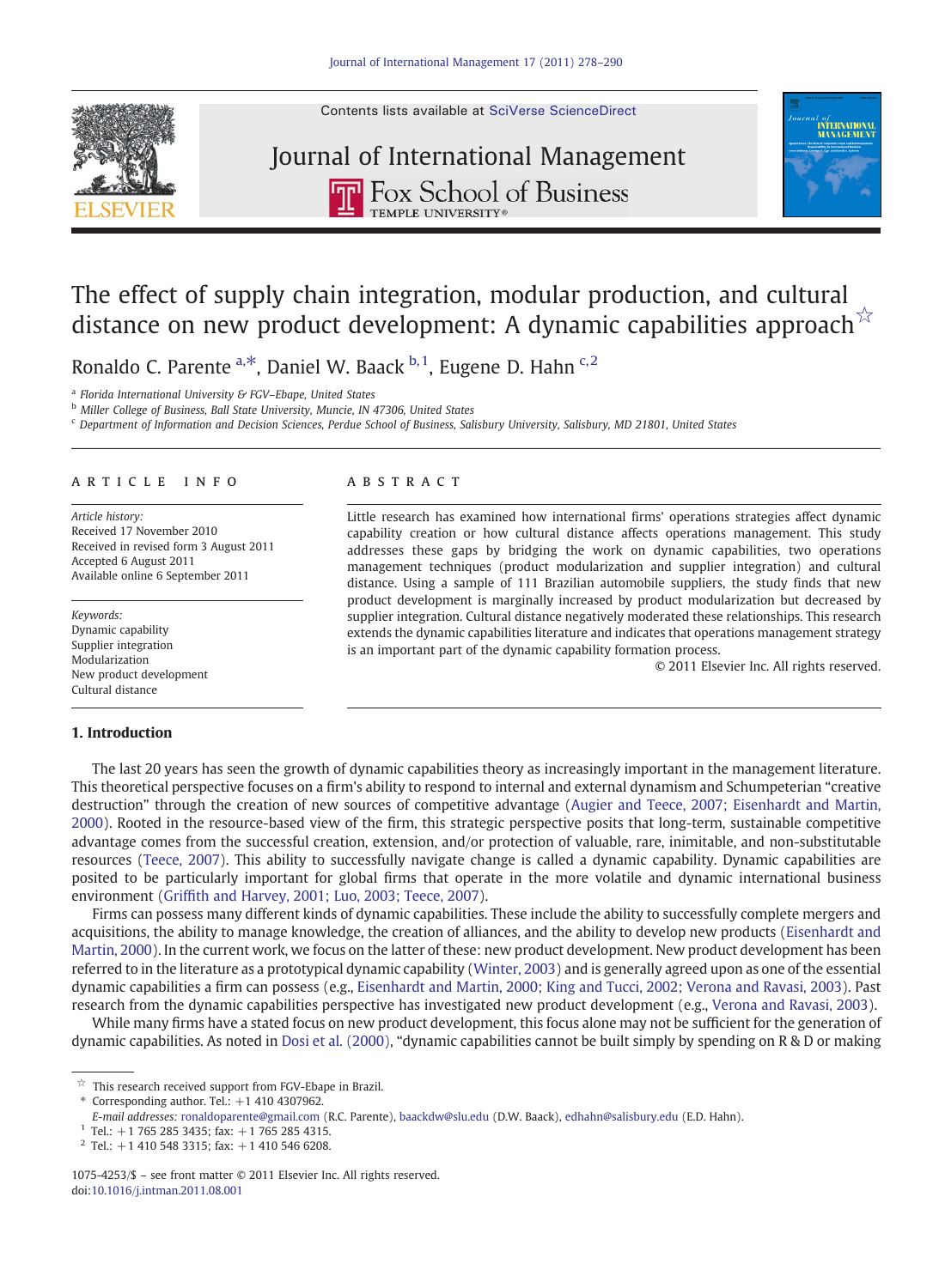# The effect of supply chain integration, modular production, and cultural distance on new product development: A dynamic capabilities approach[☆]

Ronaldo C. Parente[a,*], Daniel W. Baack[b,1], Eugene D. Hahn[c,2]

[a] Florida International University & FGV–Ebape, United States

[b] Miller College of Business, Ball State University, Muncie, IN 47306, United States

[c] Department of Information and Decision Sciences, Perdue School of Business, Salisbury University, Salisbury, MD 21801, United States

## ARTICLE INFO

*Article history:*
Received 17 November 2010
Received in revised form 3 August 2011
Accepted 6 August 2011
Available online 6 September 2011

*Keywords:*
Dynamic capability
Supplier integration
Modularization
New product development
Cultural distance

## ABSTRACT

Little research has examined how international firms' operations strategies affect dynamic capability creation or how cultural distance affects operations management. This study addresses these gaps by bridging the work on dynamic capabilities, two operations management techniques (product modularization and supplier integration) and cultural distance. Using a sample of 111 Brazilian automobile suppliers, the study finds that new product development is marginally increased by product modularization but decreased by supplier integration. Cultural distance negatively moderated these relationships. This research extends the dynamic capabilities literature and indicates that operations management strategy is an important part of the dynamic capability formation process.

© 2011 Elsevier Inc. All rights reserved.

## 1. Introduction

The last 20 years has seen the growth of dynamic capabilities theory as increasingly important in the management literature. This theoretical perspective focuses on a firm's ability to respond to internal and external dynamism and Schumpeterian "creative destruction" through the creation of new sources of competitive advantage (Augier and Teece, 2007; Eisenhardt and Martin, 2000). Rooted in the resource-based view of the firm, this strategic perspective posits that long-term, sustainable competitive advantage comes from the successful creation, extension, and/or protection of valuable, rare, inimitable, and non-substitutable resources (Teece, 2007). This ability to successfully navigate change is called a dynamic capability. Dynamic capabilities are posited to be particularly important for global firms that operate in the more volatile and dynamic international business environment (Griffith and Harvey, 2001; Luo, 2003; Teece, 2007).

Firms can possess many different kinds of dynamic capabilities. These include the ability to successfully complete mergers and acquisitions, the ability to manage knowledge, the creation of alliances, and the ability to develop new products (Eisenhardt and Martin, 2000). In the current work, we focus on the latter of these: new product development. New product development has been referred to in the literature as a prototypical dynamic capability (Winter, 2003) and is generally agreed upon as one of the essential dynamic capabilities a firm can possess (e.g., Eisenhardt and Martin, 2000; King and Tucci, 2002; Verona and Ravasi, 2003). Past research from the dynamic capabilities perspective has investigated new product development (e.g., Verona and Ravasi, 2003).

While many firms have a stated focus on new product development, this focus alone may not be sufficient for the generation of dynamic capabilities. As noted in Dosi et al. (2000), "dynamic capabilities cannot be built simply by spending on R & D or making

---

☆ This research received support from FGV-Ebape in Brazil.

\* Corresponding author. Tel.: +1 410 4307962.

*E-mail addresses:* ronaldoparente@gmail.com (R.C. Parente), baackdw@slu.edu (D.W. Baack), edhahn@salisbury.edu (E.D. Hahn).

[1] Tel.: +1 765 285 3435; fax: +1 765 285 4315.

[2] Tel.: +1 410 548 3315; fax: +1 410 546 6208.

1075-4253/$ – see front matter © 2011 Elsevier Inc. All rights reserved.
doi:10.1016/j.intman.2011.08.001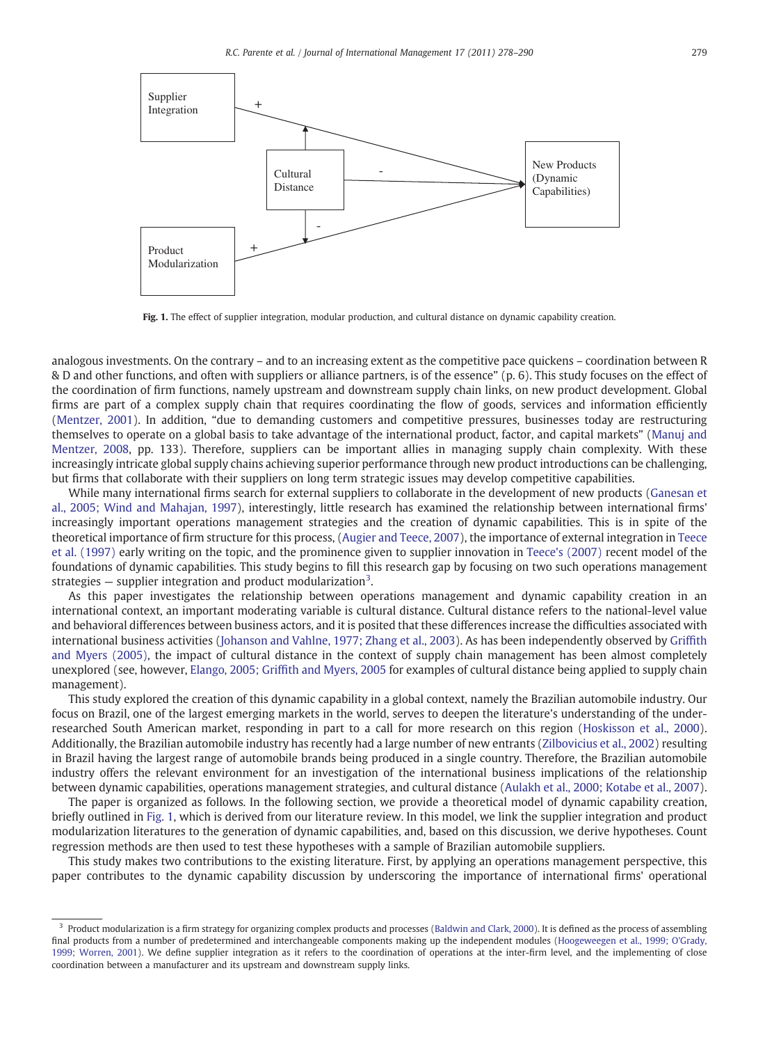Fig. 1. The effect of supplier integration, modular production, and cultural distance on dynamic capability creation.

analogous investments. On the contrary – and to an increasing extent as the competitive pace quickens – coordination between R & D and other functions, and often with suppliers or alliance partners, is of the essence" (p. 6). This study focuses on the effect of the coordination of firm functions, namely upstream and downstream supply chain links, on new product development. Global firms are part of a complex supply chain that requires coordinating the flow of goods, services and information efficiently (Mentzer, 2001). In addition, "due to demanding customers and competitive pressures, businesses today are restructuring themselves to operate on a global basis to take advantage of the international product, factor, and capital markets" (Manuj and Mentzer, 2008, pp. 133). Therefore, suppliers can be important allies in managing supply chain complexity. With these increasingly intricate global supply chains achieving superior performance through new product introductions can be challenging, but firms that collaborate with their suppliers on long term strategic issues may develop competitive capabilities.

While many international firms search for external suppliers to collaborate in the development of new products (Ganesan et al., 2005; Wind and Mahajan, 1997), interestingly, little research has examined the relationship between international firms' increasingly important operations management strategies and the creation of dynamic capabilities. This is in spite of the theoretical importance of firm structure for this process, (Augier and Teece, 2007), the importance of external integration in Teece et al. (1997) early writing on the topic, and the prominence given to supplier innovation in Teece's (2007) recent model of the foundations of dynamic capabilities. This study begins to fill this research gap by focusing on two such operations management strategies — supplier integration and product modularization[3].

As this paper investigates the relationship between operations management and dynamic capability creation in an international context, an important moderating variable is cultural distance. Cultural distance refers to the national-level value and behavioral differences between business actors, and it is posited that these differences increase the difficulties associated with international business activities (Johanson and Vahlne, 1977; Zhang et al., 2003). As has been independently observed by Griffith and Myers (2005), the impact of cultural distance in the context of supply chain management has been almost completely unexplored (see, however, Elango, 2005; Griffith and Myers, 2005 for examples of cultural distance being applied to supply chain management).

This study explored the creation of this dynamic capability in a global context, namely the Brazilian automobile industry. Our focus on Brazil, one of the largest emerging markets in the world, serves to deepen the literature's understanding of the under-researched South American market, responding in part to a call for more research on this region (Hoskisson et al., 2000). Additionally, the Brazilian automobile industry has recently had a large number of new entrants (Zilbovicius et al., 2002) resulting in Brazil having the largest range of automobile brands being produced in a single country. Therefore, the Brazilian automobile industry offers the relevant environment for an investigation of the international business implications of the relationship between dynamic capabilities, operations management strategies, and cultural distance (Aulakh et al., 2000; Kotabe et al., 2007).

The paper is organized as follows. In the following section, we provide a theoretical model of dynamic capability creation, briefly outlined in Fig. 1, which is derived from our literature review. In this model, we link the supplier integration and product modularization literatures to the generation of dynamic capabilities, and, based on this discussion, we derive hypotheses. Count regression methods are then used to test these hypotheses with a sample of Brazilian automobile suppliers.

This study makes two contributions to the existing literature. First, by applying an operations management perspective, this paper contributes to the dynamic capability discussion by underscoring the importance of international firms' operational

[3] Product modularization is a firm strategy for organizing complex products and processes (Baldwin and Clark, 2000). It is defined as the process of assembling final products from a number of predetermined and interchangeable components making up the independent modules (Hoogeweegen et al., 1999; O'Grady, 1999; Worren, 2001). We define supplier integration as it refers to the coordination of operations at the inter-firm level, and the implementing of close coordination between a manufacturer and its upstream and downstream supply links.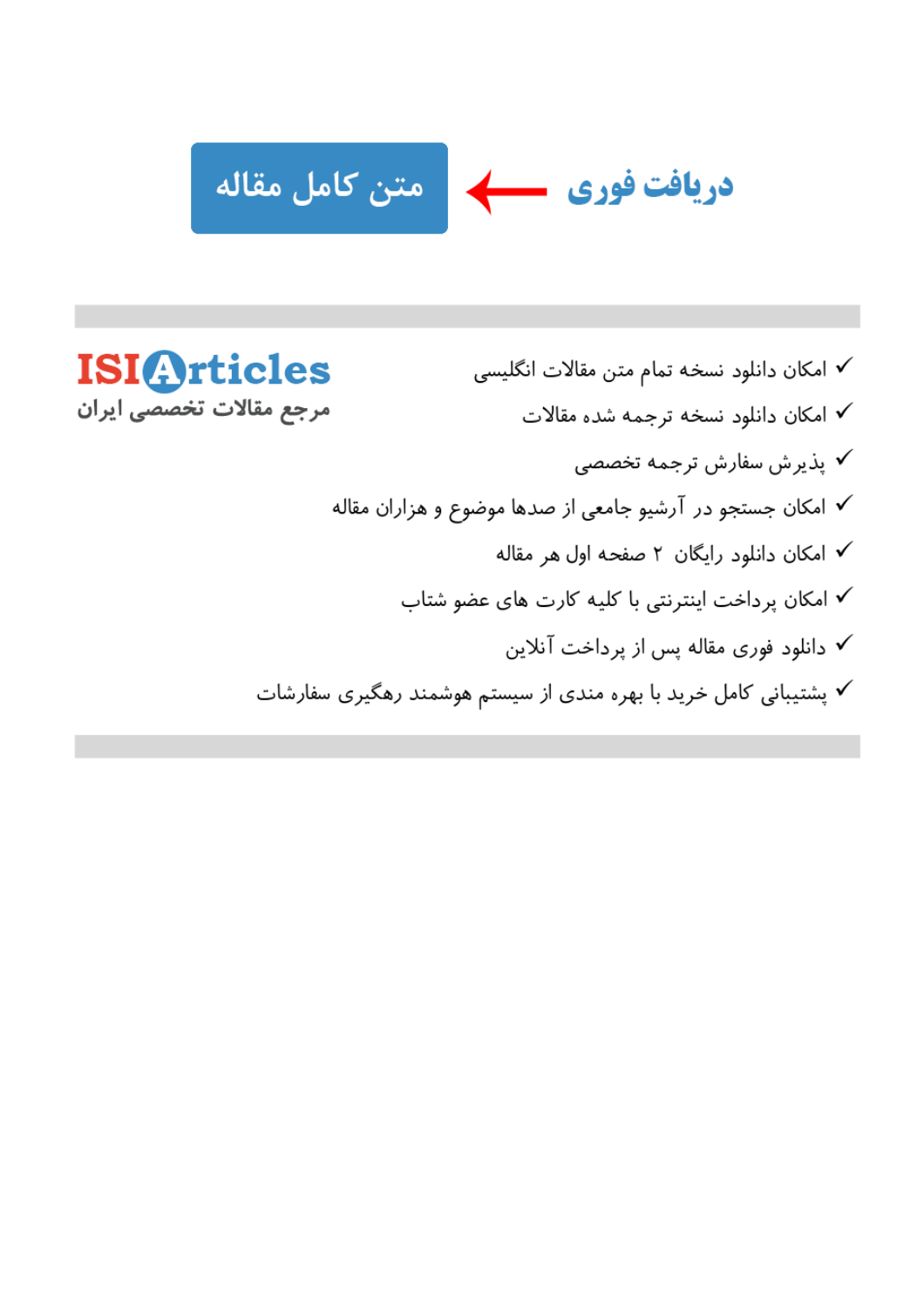دریافت فوری ← **متن کامل مقاله**

**ISIArticles**
مرجع مقالات تخصصی ایران

- ✓ امکان دانلود نسخه تمام متن مقالات انگلیسی
- ✓ امکان دانلود نسخه ترجمه شده مقالات
- ✓ پذیرش سفارش ترجمه تخصصی
- ✓ امکان جستجو در آرشیو جامعی از صدها موضوع و هزاران مقاله
- ✓ امکان دانلود رایگان ۲ صفحه اول هر مقاله
- ✓ امکان پرداخت اینترنتی با کلیه کارت های عضو شتاب
- ✓ دانلود فوری مقاله پس از پرداخت آنلاین
- ✓ پشتیبانی کامل خرید با بهره مندی از سیستم هوشمند رهگیری سفارشات